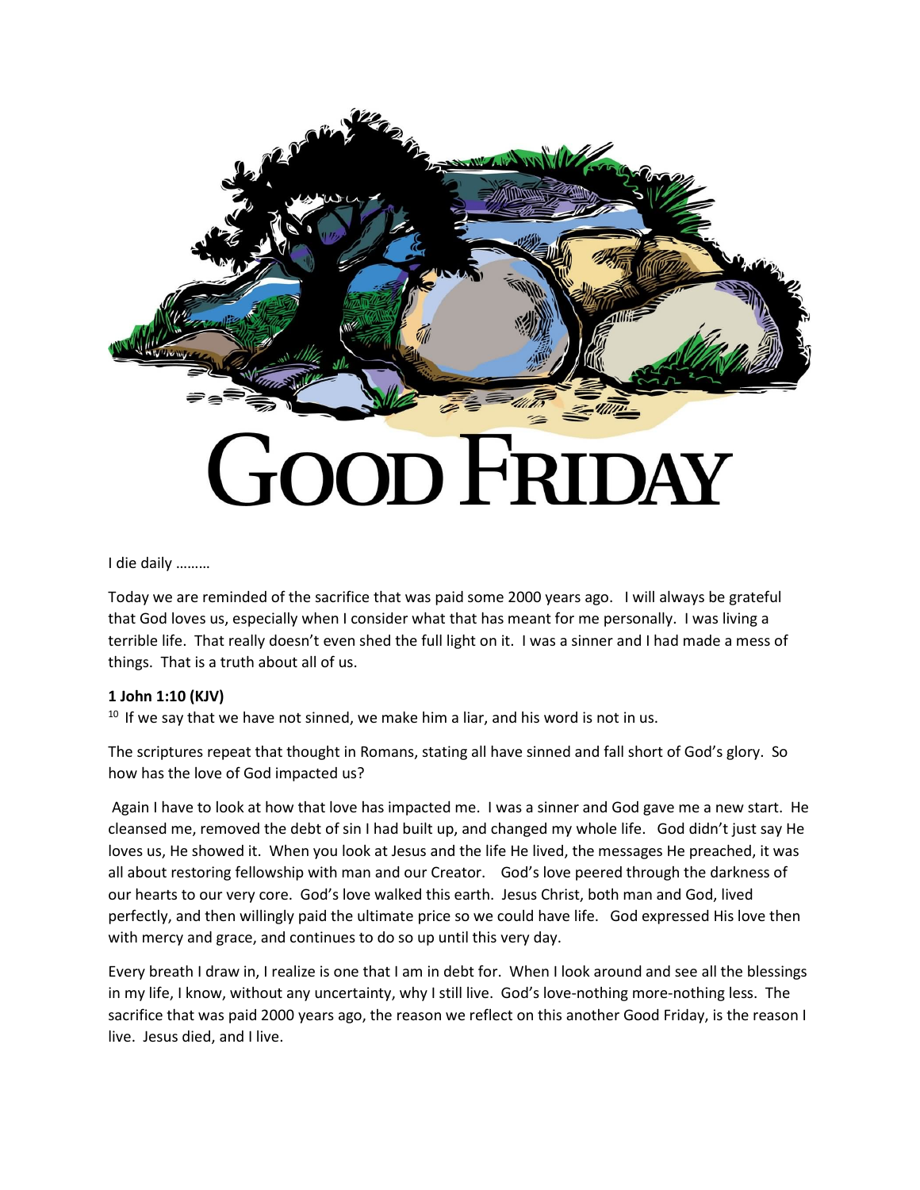# GOOD FRIDAY

I die daily ………

Today we are reminded of the sacrifice that was paid some 2000 years ago. I will always be grateful that God loves us, especially when I consider what that has meant for me personally. I was living a terrible life. That really doesn't even shed the full light on it. I was a sinner and I had made a mess of things. That is a truth about all of us.

**1 John 1:10 (KJV)**

10 If we say that we have not sinned, we make him a liar, and his word is not in us.

The scriptures repeat that thought in Romans, stating all have sinned and fall short of God's glory. So how has the love of God impacted us?

Again I have to look at how that love has impacted me. I was a sinner and God gave me a new start. He cleansed me, removed the debt of sin I had built up, and changed my whole life. God didn't just say He loves us, He showed it. When you look at Jesus and the life He lived, the messages He preached, it was all about restoring fellowship with man and our Creator. God's love peered through the darkness of our hearts to our very core. God's love walked this earth. Jesus Christ, both man and God, lived perfectly, and then willingly paid the ultimate price so we could have life. God expressed His love then with mercy and grace, and continues to do so up until this very day.

Every breath I draw in, I realize is one that I am in debt for. When I look around and see all the blessings in my life, I know, without any uncertainty, why I still live. God's love-nothing more-nothing less. The sacrifice that was paid 2000 years ago, the reason we reflect on this another Good Friday, is the reason I live. Jesus died, and I live.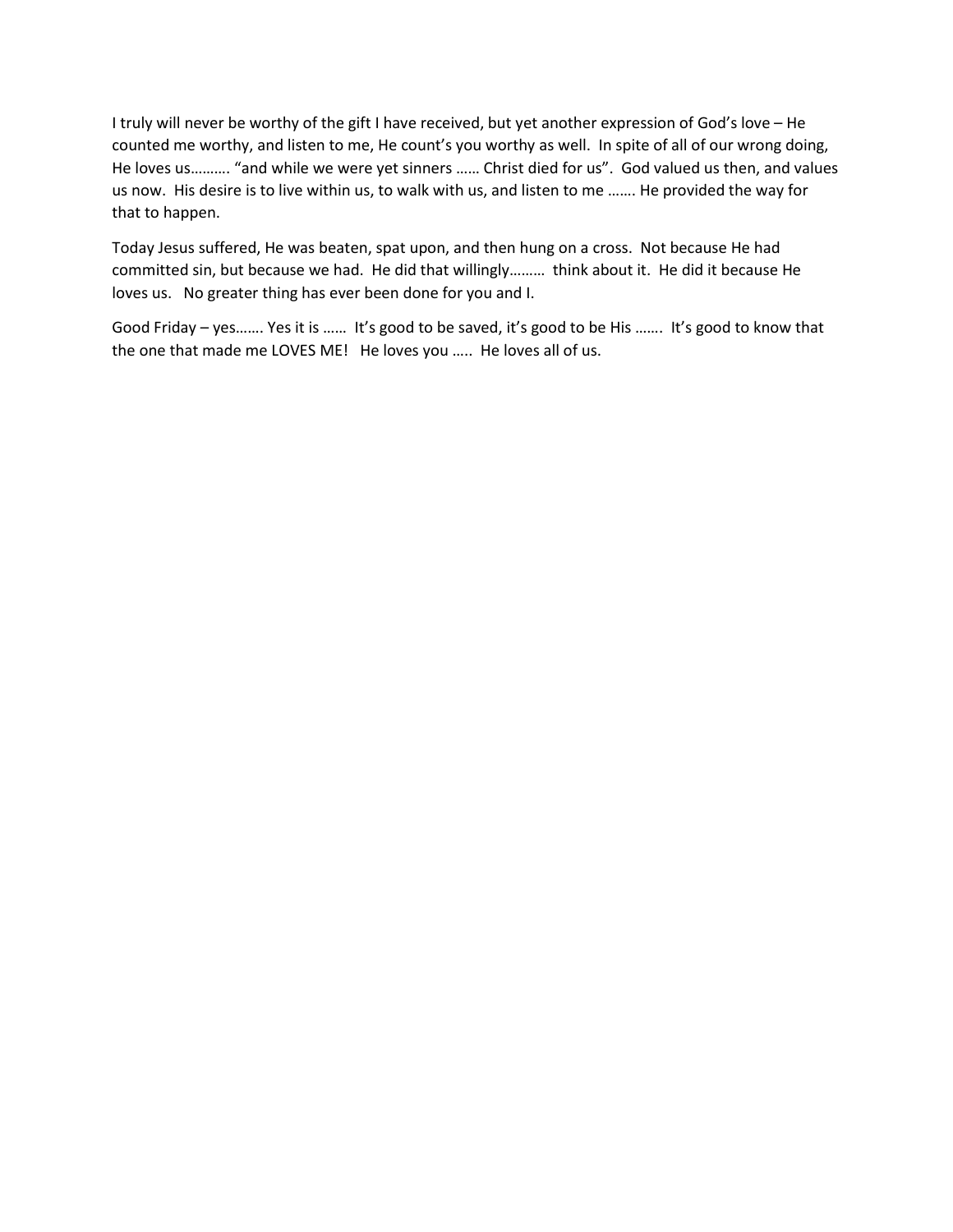I truly will never be worthy of the gift I have received, but yet another expression of God's love – He counted me worthy, and listen to me, He count's you worthy as well. In spite of all of our wrong doing, He loves us………. "and while we were yet sinners …… Christ died for us". God valued us then, and values us now. His desire is to live within us, to walk with us, and listen to me ……. He provided the way for that to happen.

Today Jesus suffered, He was beaten, spat upon, and then hung on a cross. Not because He had committed sin, but because we had. He did that willingly……… think about it. He did it because He loves us. No greater thing has ever been done for you and I.

Good Friday – yes……. Yes it is …… It's good to be saved, it's good to be His ……. It's good to know that the one that made me LOVES ME! He loves you ….. He loves all of us.